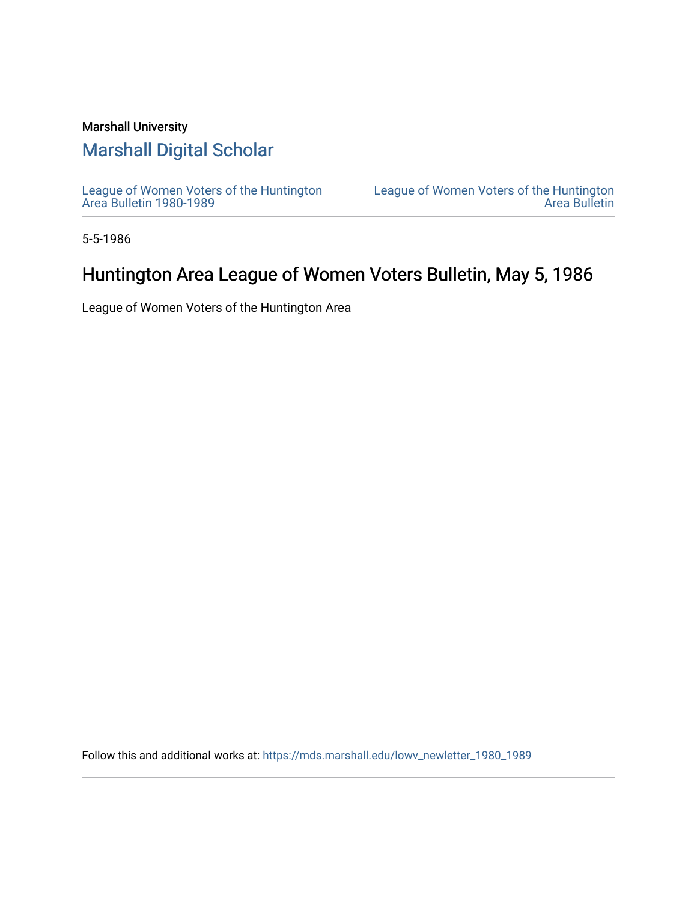Marshall University

## Marshall Digital Scholar

League of Women Voters of the Huntington Area Bulletin 1980-1989

League of Women Voters of the Huntington Area Bulletin

5-5-1986

# Huntington Area League of Women Voters Bulletin, May 5, 1986

League of Women Voters of the Huntington Area

Follow this and additional works at: https://mds.marshall.edu/lowv_newletter_1980_1989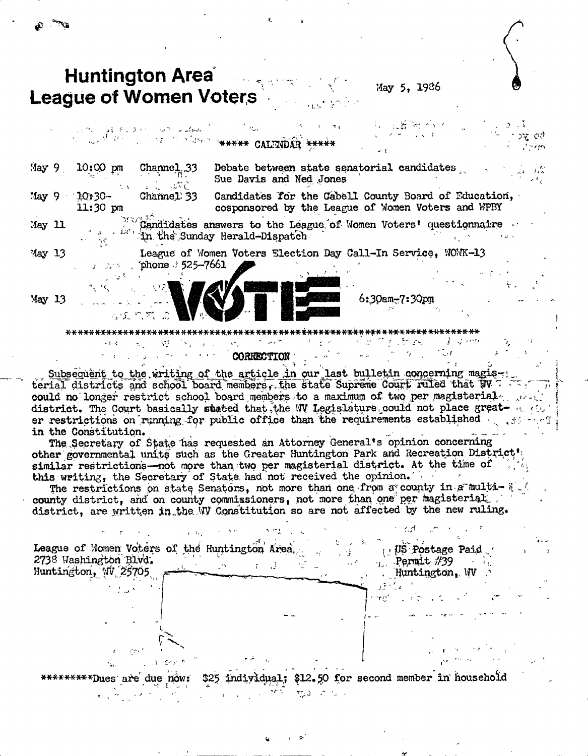# Huntington Area League of Women Voters

May 5, 1986

***** CALENDAR *****

| | | | |
|---|---|---|---|
| May 9 | 10:00 pm | Channel 33 | Debate between state senatorial candidates Sue Davis and Ned Jones |
| May 9 | 10:30-11:30 pm | Channel 33 | Candidates for the Cabell County Board of Education, cosponsored by the League of Women Voters and WPBY |
| May 11 | | | Candidates answers to the League of Women Voters' questionnaire in the Sunday Herald-Dispatch |
| May 13 | | | League of Women Voters Election Day Call-In Service, WOWK-13 phone 525-7661 |
| May 13 | | VOTE | 6:30am-7:30pm |

*****************************************************************************

## CORRECTION

Subsequent to the writing of the article in our last bulletin concerning magisterial districts and school board members, the state Supreme Court ruled that WV could no longer restrict school board members to a maximum of two per magisterial district. The Court basically stated that the WV Legislature could not place greater restrictions on running for public office than the requirements established in the Constitution.

The Secretary of State has requested an Attorney General's opinion concerning other governmental units such as the Greater Huntington Park and Recreation District' similar restrictions—not more than two per magisterial district. At the time of this writing, the Secretary of State had not received the opinion.

The restrictions on state Senators, not more than one from a county in a multi-county district, and on county commissioners, not more than one per magisterial district, are written in the WV Constitution so are not affected by the new ruling.

League of Women Voters of the Huntington Area
2738 Washington Blvd.
Huntington, WV 25705

US Postage Paid
Permit #39
Huntington, WV

*********Dues are due now: $25 individual; $12.50 for second member in household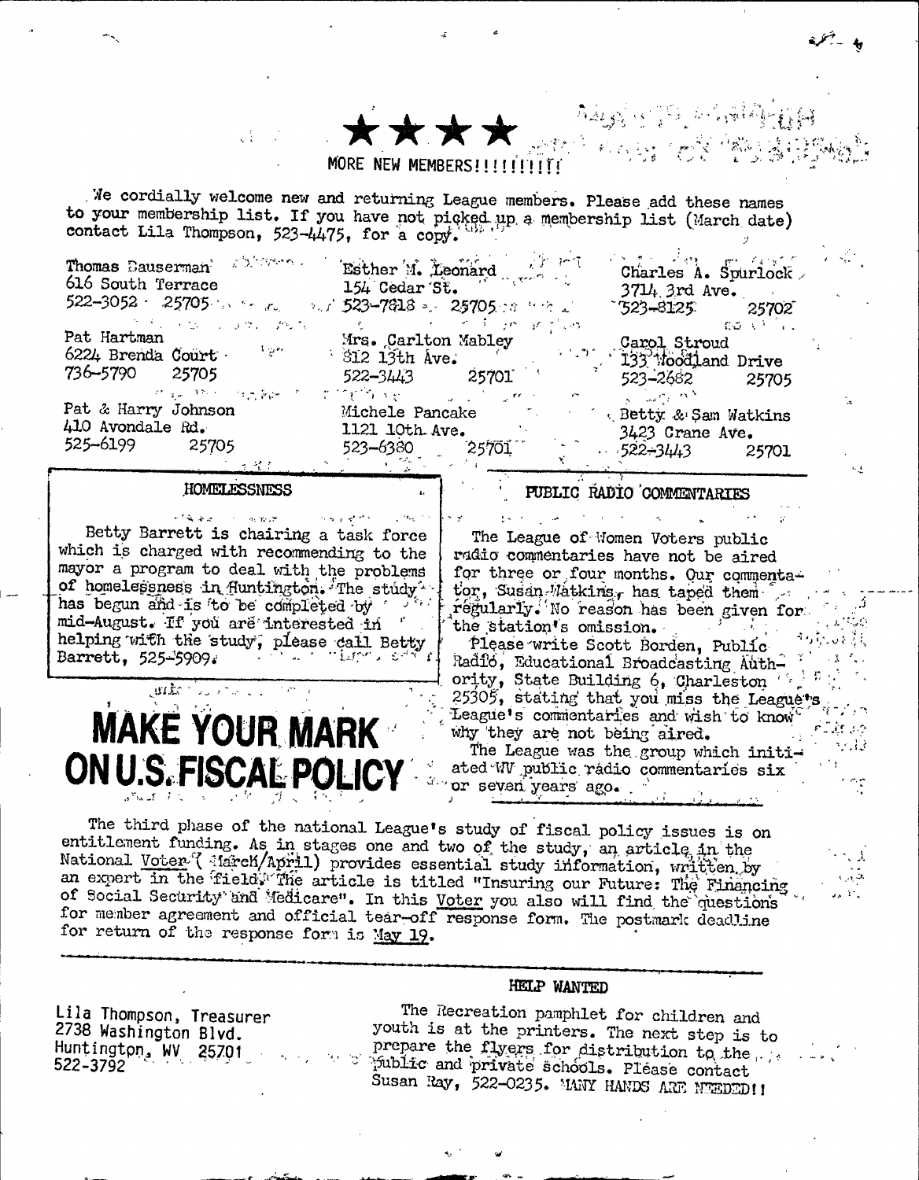★★★★

MORE NEW MEMBERS!!!!!!!!!!

We cordially welcome new and returning League members. Please add these names to your membership list. If you have not picked up a membership list (March date) contact Lila Thompson, 523-4475, for a copy.

| | | |
|---|---|---|
| Thomas Dauserman<br>616 South Terrace<br>522-3052 25705 | Esther M. Leonard<br>154 Cedar St.<br>523-7818 25705 | Charles A. Spurlock<br>3714 3rd Ave.<br>523-8125 25702 |
| Pat Hartman<br>6224 Brenda Court<br>736-5790 25705 | Mrs. Carlton Mabley<br>812 13th Ave.<br>522-3443 25701 | Carol Stroud<br>133 Woodland Drive<br>523-2682 25705 |
| Pat & Harry Johnson<br>410 Avondale Rd.<br>525-6199 25705 | Michele Pancake<br>1121 10th Ave.<br>523-6380 25701 | Betty & Sam Watkins<br>3423 Crane Ave.<br>522-3443 25701 |

## HOMELESSNESS

Betty Barrett is chairing a task force which is charged with recommending to the mayor a program to deal with the problems of homelessness in Huntington. The study has begun and is to be completed by mid-August. If you are interested in helping with the study, please call Betty Barrett, 525-5909.

## PUBLIC RADIO COMMENTARIES

The League of Women Voters public radio commentaries have not be aired for three or four months. Our commentator, Susan Watkins, has taped them regularly. No reason has been given for the station's omission.

Please write Scott Borden, Public Radio, Educational Broadcasting Authority, State Building 6, Charleston 25305, stating that you miss the League's League's commentaries and wish to know why they are not being aired.

The League was the group which initiated WV public radio commentaries six or seven years ago.

# MAKE YOUR MARK ON U.S. FISCAL POLICY

The third phase of the national League's study of fiscal policy issues is on entitlement funding. As in stages one and two of the study, an article in the National Voter (March/April) provides essential study information, written by an expert in the field. The article is titled "Insuring our Future: The Financing of Social Security and Medicare". In this Voter you also will find the questions for member agreement and official tear-off response form. The postmark deadline for return of the response form is May 19.

Lila Thompson, Treasurer
2738 Washington Blvd.
Huntington, WV 25701
522-3792

## HELP WANTED

The Recreation pamphlet for children and youth is at the printers. The next step is to prepare the flyers for distribution to the public and private schools. Please contact Susan Ray, 522-0235. MANY HANDS ARE NEEDED!!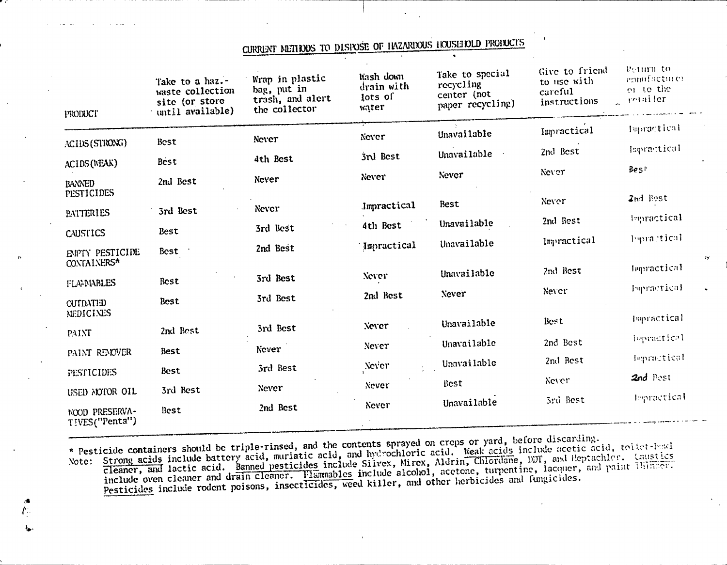## CURRENT METHODS TO DISPOSE OF HAZARDOUS HOUSEHOLD PRODUCTS

| PRODUCT | Take to a haz.-waste collection site (or store until available) | Wrap in plastic bag, put in trash, and alert the collector | Wash down drain with lots of water | Take to special recycling center (not paper recycling) | Give to friend to use with careful instructions | Return to manufacturer or to the retailer |
|---|---|---|---|---|---|---|
| ACIDS (STRONG) | Best | Never | Never | Unavailable | Impractical | Impractical |
| ACIDS (WEAK) | Best | 4th Best | 3rd Best | Unavailable | 2nd Best | Impractical |
| BANNED PESTICIDES | 2nd Best | Never | Never | Never | Never | Best |
| BATTERIES | 3rd Best | Never | Impractical | Best | Never | 2nd Best |
| CAUSTICS | Best | 3rd Best | 4th Best | Unavailable | 2nd Best | Impractical |
| EMPTY PESTICIDE CONTAINERS* | Best | 2nd Best | Impractical | Unavailable | Impractical | Impractical |
| FLAMMABLES | Best | 3rd Best | Never | Unavailable | 2nd Best | Impractical |
| OUTDATED MEDICINES | Best | 3rd Best | 2nd Best | Never | Never | Impractical |
| PAINT | 2nd Best | 3rd Best | Never | Unavailable | Best | Impractical |
| PAINT REMOVER | Best | Never | Never | Unavailable | 2nd Best | Impractical |
| PESTICIDES | Best | 3rd Best | Never | Unavailable | 2nd Best | Impractical |
| USED MOTOR OIL | 3rd Best | Never | Never | Best | Never | 2nd Best |
| WOOD PRESERVATIVES ("Penta") | Best | 2nd Best | Never | Unavailable | 3rd Best | Impractical |

* Pesticide containers should be triple-rinsed, and the contents sprayed on crops or yard, before discarding.

Note: Strong acids include battery acid, muriatic acid, and hydrochloric acid. Weak acids include acetic acid, toilet-bowl cleaner, and lactic acid. Banned pesticides include Silvex, Mirex, Aldrin, Chlordane, DDT, and Heptachlor. Caustics include oven cleaner and drain cleaner. Flammables include alcohol, acetone, turpentine, lacquer, and paint thinner. Pesticides include rodent poisons, insecticides, weed killer, and other herbicides and fungicides.